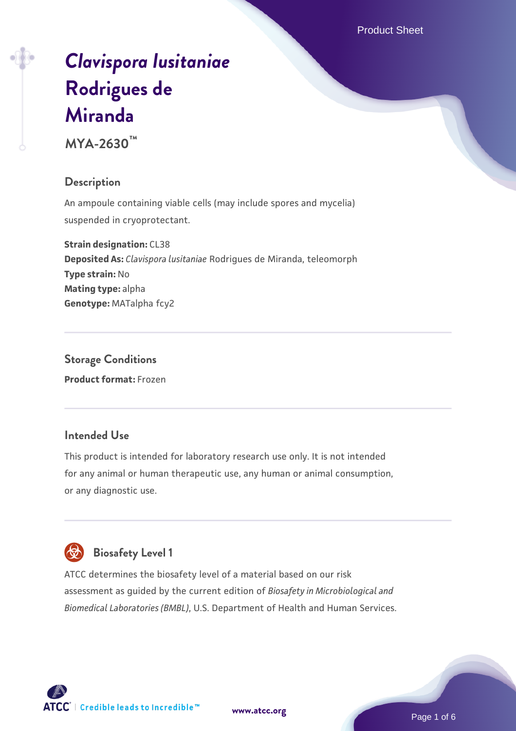# *Clavispora lusitaniae* Rodrigues de Miranda

**MYA-2630™**

## Description

An ampoule containing viable cells (may include spores and mycelia) suspended in cryoprotectant.

**Strain designation:** CL38
**Deposited As:** *Clavispora lusitaniae* Rodrigues de Miranda, teleomorph
**Type strain:** No
**Mating type:** alpha
**Genotype:** MATalpha fcy2

## Storage Conditions

**Product format:** Frozen

## Intended Use

This product is intended for laboratory research use only. It is not intended for any animal or human therapeutic use, any human or animal consumption, or any diagnostic use.

## Biosafety Level 1

ATCC determines the biosafety level of a material based on our risk assessment as guided by the current edition of *Biosafety in Microbiological and Biomedical Laboratories (BMBL)*, U.S. Department of Health and Human Services.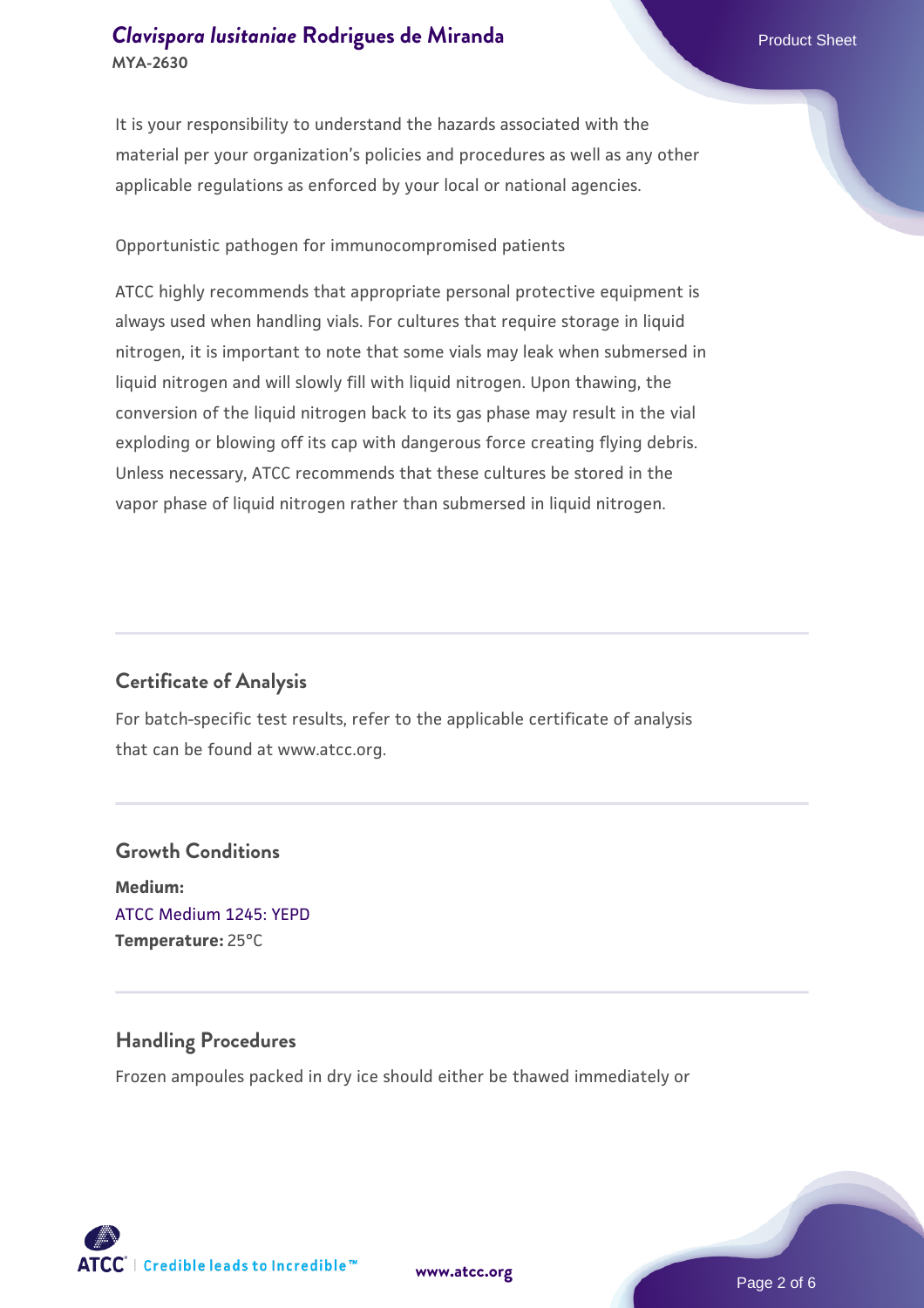It is your responsibility to understand the hazards associated with the material per your organization's policies and procedures as well as any other applicable regulations as enforced by your local or national agencies.

Opportunistic pathogen for immunocompromised patients

ATCC highly recommends that appropriate personal protective equipment is always used when handling vials. For cultures that require storage in liquid nitrogen, it is important to note that some vials may leak when submersed in liquid nitrogen and will slowly fill with liquid nitrogen. Upon thawing, the conversion of the liquid nitrogen back to its gas phase may result in the vial exploding or blowing off its cap with dangerous force creating flying debris. Unless necessary, ATCC recommends that these cultures be stored in the vapor phase of liquid nitrogen rather than submersed in liquid nitrogen.

## Certificate of Analysis

For batch-specific test results, refer to the applicable certificate of analysis that can be found at www.atcc.org.

## Growth Conditions

**Medium:**
ATCC Medium 1245: YEPD
**Temperature:** 25°C

## Handling Procedures

Frozen ampoules packed in dry ice should either be thawed immediately or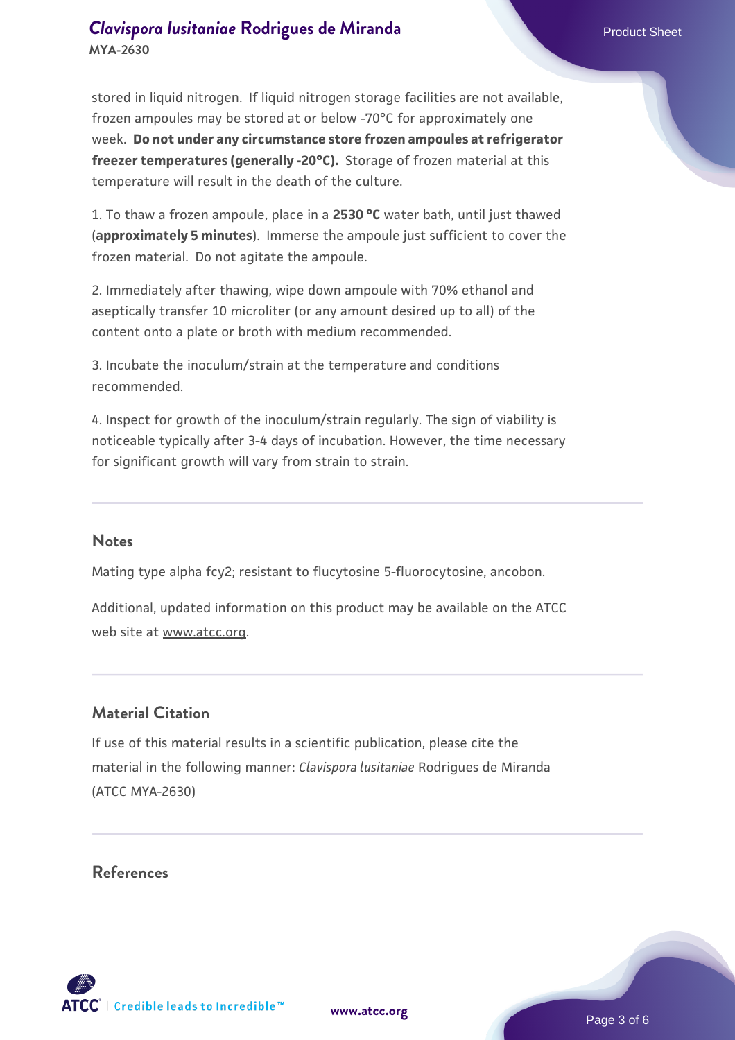stored in liquid nitrogen. If liquid nitrogen storage facilities are not available, frozen ampoules may be stored at or below -70°C for approximately one week. **Do not under any circumstance store frozen ampoules at refrigerator freezer temperatures (generally -20°C).** Storage of frozen material at this temperature will result in the death of the culture.

1. To thaw a frozen ampoule, place in a **2530 °C** water bath, until just thawed (**approximately 5 minutes**). Immerse the ampoule just sufficient to cover the frozen material. Do not agitate the ampoule.

2. Immediately after thawing, wipe down ampoule with 70% ethanol and aseptically transfer 10 microliter (or any amount desired up to all) of the content onto a plate or broth with medium recommended.

3. Incubate the inoculum/strain at the temperature and conditions recommended.

4. Inspect for growth of the inoculum/strain regularly. The sign of viability is noticeable typically after 3-4 days of incubation. However, the time necessary for significant growth will vary from strain to strain.

## Notes

Mating type alpha fcy2; resistant to flucytosine 5-fluorocytosine, ancobon.

Additional, updated information on this product may be available on the ATCC web site at www.atcc.org.

## Material Citation

If use of this material results in a scientific publication, please cite the material in the following manner: *Clavispora lusitaniae* Rodrigues de Miranda (ATCC MYA-2630)

## References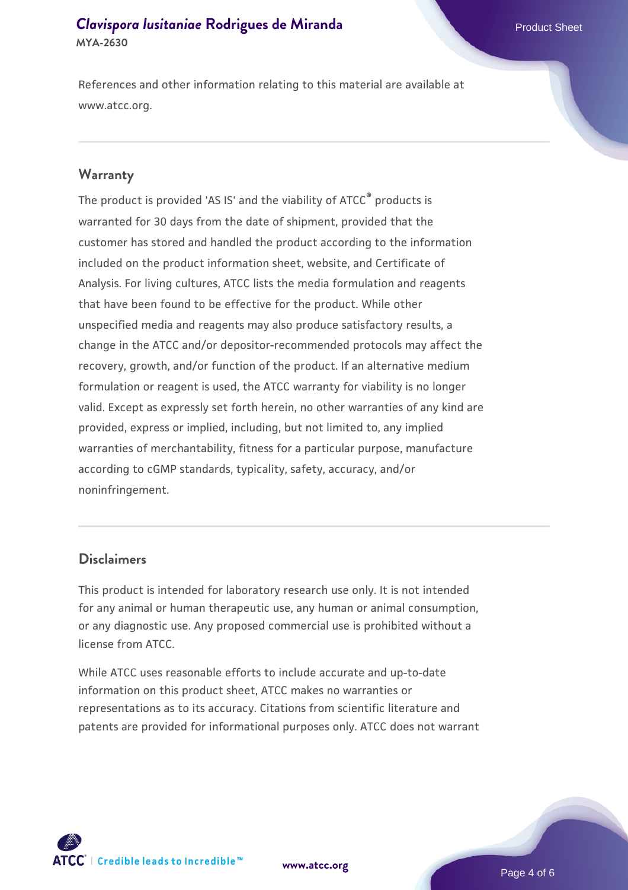References and other information relating to this material are available at www.atcc.org.

## Warranty

The product is provided 'AS IS' and the viability of ATCC® products is warranted for 30 days from the date of shipment, provided that the customer has stored and handled the product according to the information included on the product information sheet, website, and Certificate of Analysis. For living cultures, ATCC lists the media formulation and reagents that have been found to be effective for the product. While other unspecified media and reagents may also produce satisfactory results, a change in the ATCC and/or depositor-recommended protocols may affect the recovery, growth, and/or function of the product. If an alternative medium formulation or reagent is used, the ATCC warranty for viability is no longer valid. Except as expressly set forth herein, no other warranties of any kind are provided, express or implied, including, but not limited to, any implied warranties of merchantability, fitness for a particular purpose, manufacture according to cGMP standards, typicality, safety, accuracy, and/or noninfringement.

## Disclaimers

This product is intended for laboratory research use only. It is not intended for any animal or human therapeutic use, any human or animal consumption, or any diagnostic use. Any proposed commercial use is prohibited without a license from ATCC.

While ATCC uses reasonable efforts to include accurate and up-to-date information on this product sheet, ATCC makes no warranties or representations as to its accuracy. Citations from scientific literature and patents are provided for informational purposes only. ATCC does not warrant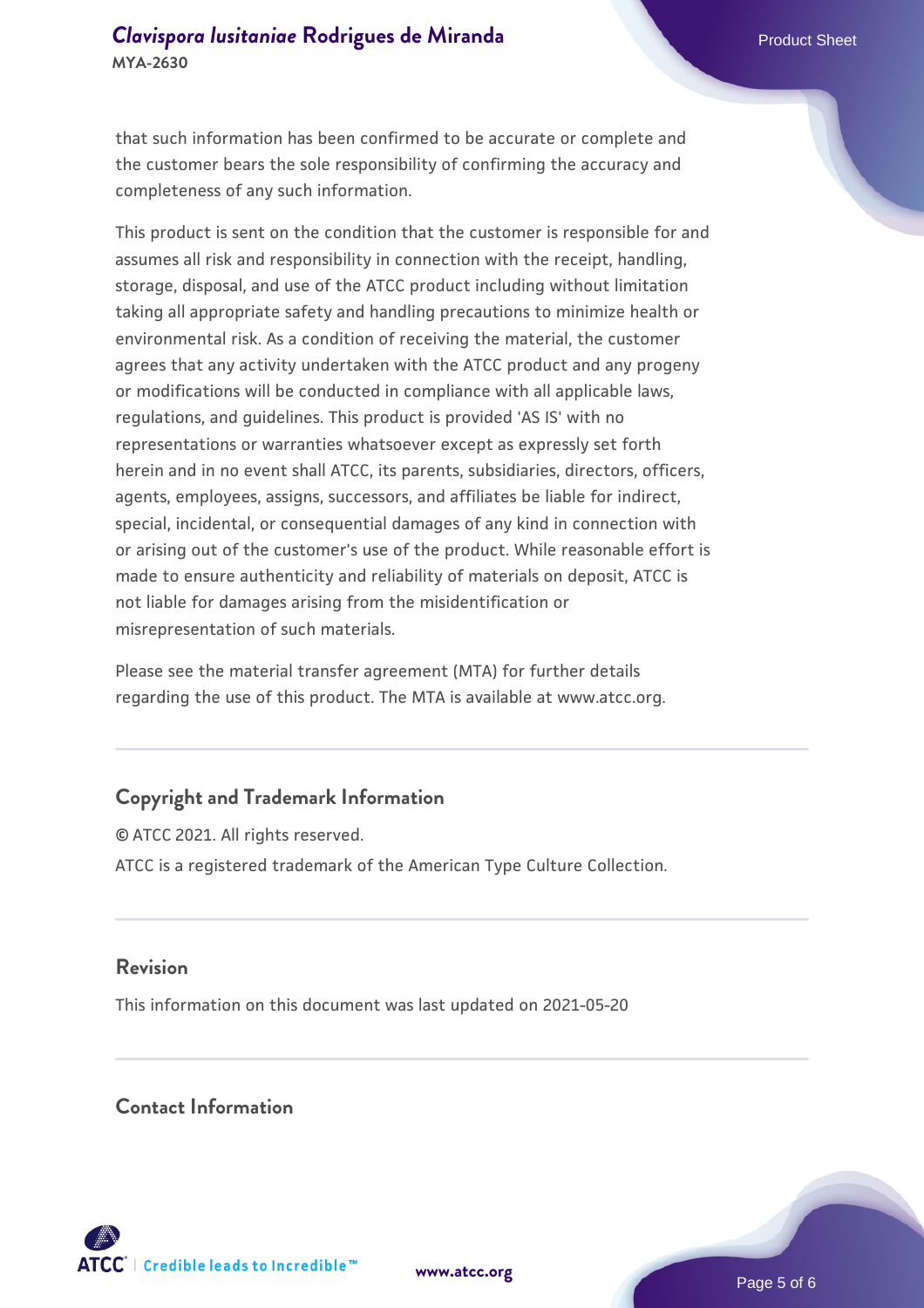that such information has been confirmed to be accurate or complete and the customer bears the sole responsibility of confirming the accuracy and completeness of any such information.

This product is sent on the condition that the customer is responsible for and assumes all risk and responsibility in connection with the receipt, handling, storage, disposal, and use of the ATCC product including without limitation taking all appropriate safety and handling precautions to minimize health or environmental risk. As a condition of receiving the material, the customer agrees that any activity undertaken with the ATCC product and any progeny or modifications will be conducted in compliance with all applicable laws, regulations, and guidelines. This product is provided 'AS IS' with no representations or warranties whatsoever except as expressly set forth herein and in no event shall ATCC, its parents, subsidiaries, directors, officers, agents, employees, assigns, successors, and affiliates be liable for indirect, special, incidental, or consequential damages of any kind in connection with or arising out of the customer's use of the product. While reasonable effort is made to ensure authenticity and reliability of materials on deposit, ATCC is not liable for damages arising from the misidentification or misrepresentation of such materials.

Please see the material transfer agreement (MTA) for further details regarding the use of this product. The MTA is available at www.atcc.org.

## Copyright and Trademark Information

© ATCC 2021. All rights reserved.

ATCC is a registered trademark of the American Type Culture Collection.

## Revision

This information on this document was last updated on 2021-05-20

## Contact Information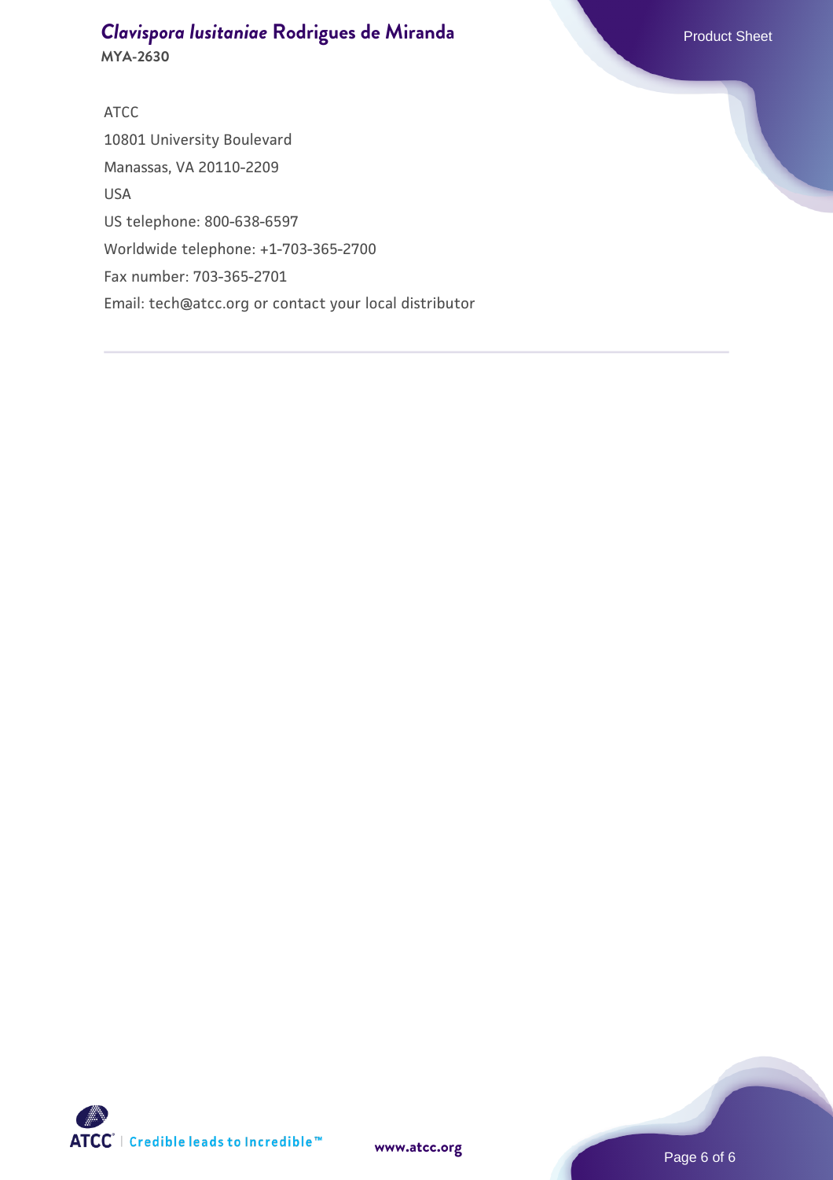ATCC

10801 University Boulevard

Manassas, VA 20110-2209

USA

US telephone: 800-638-6597

Worldwide telephone: +1-703-365-2700

Fax number: 703-365-2701

Email: tech@atcc.org or contact your local distributor